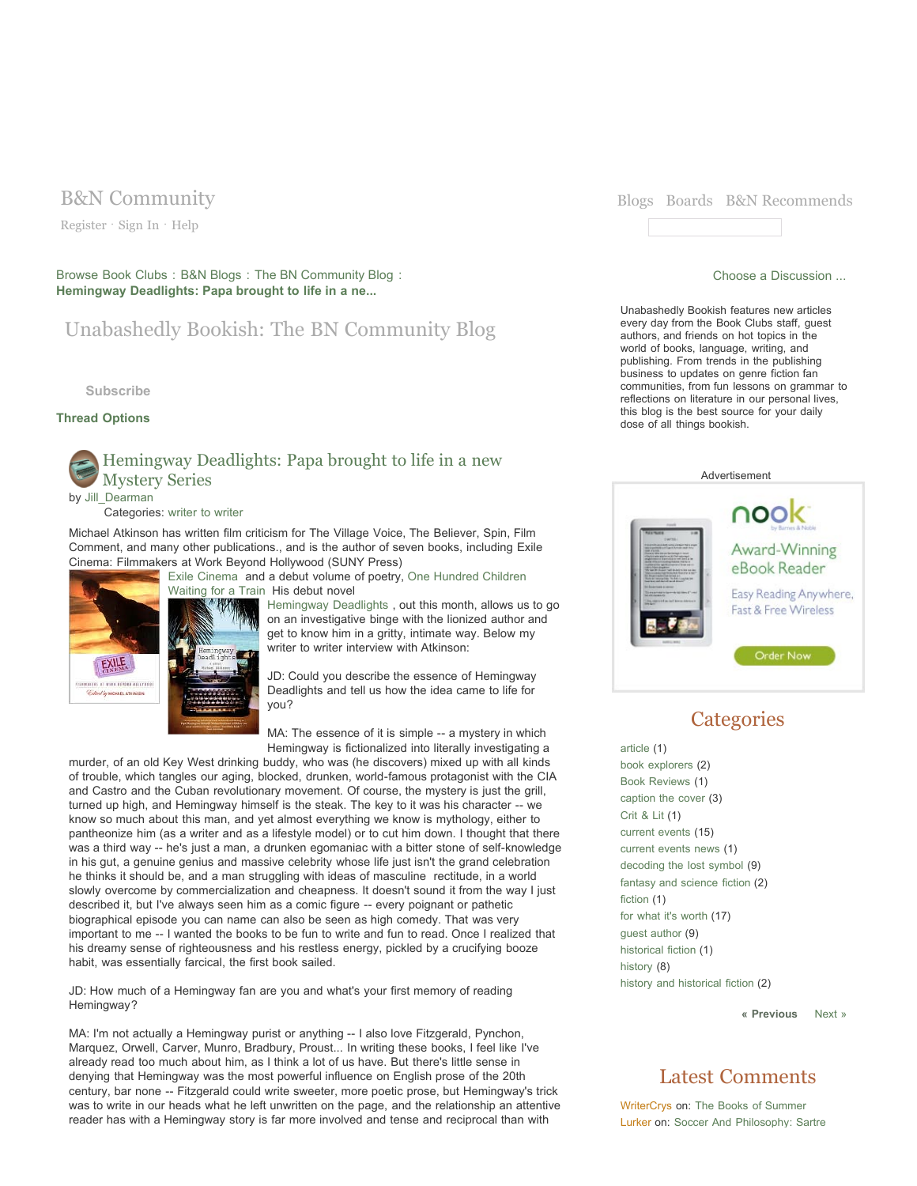B&N Community

Register · Sign In · Help

Blogs Boards B&N Recommends

Browse Book Clubs : B&N Blogs : The BN Community Blog : **Hemingway Deadlights: Papa brought to life in a ne...**

Choose a Discussion ...

# Unabashedly Bookish: The BN Community Blog

Subscribe

**Thread Options**

## Hemingway Deadlights: Papa brought to life in a new Mystery Series

by Jill_Dearman

Categories: writer to writer

Michael Atkinson has written film criticism for The Village Voice, The Believer, Spin, Film Comment, and many other publications., and is the author of seven books, including Exile Cinema: Filmmakers at Work Beyond Hollywood (SUNY Press) Exile Cinema and a debut volume of poetry, One Hundred Children Waiting for a Train His debut novel Hemingway Deadlights , out this month, allows us to go on an investigative binge with the lionized author and get to know him in a gritty, intimate way. Below my writer to writer interview with Atkinson:

JD: Could you describe the essence of Hemingway Deadlights and tell us how the idea came to life for you?

MA: The essence of it is simple -- a mystery in which Hemingway is fictionalized into literally investigating a murder, of an old Key West drinking buddy, who was (he discovers) mixed up with all kinds of trouble, which tangles our aging, blocked, drunken, world-famous protagonist with the CIA and Castro and the Cuban revolutionary movement. Of course, the mystery is just the grill, turned up high, and Hemingway himself is the steak. The key to it was his character -- we know so much about this man, and yet almost everything we know is mythology, either to pantheonize him (as a writer and as a lifestyle model) or to cut him down. I thought that there was a third way -- he's just a man, a drunken egomaniac with a bitter stone of self-knowledge in his gut, a genuine genius and massive celebrity whose life just isn't the grand celebration he thinks it should be, and a man struggling with ideas of masculine rectitude, in a world slowly overcome by commercialization and cheapness. It doesn't sound it from the way I just described it, but I've always seen him as a comic figure -- every poignant or pathetic biographical episode you can name can also be seen as high comedy. That was very important to me -- I wanted the books to be fun to write and fun to read. Once I realized that his dreamy sense of righteousness and his restless energy, pickled by a crucifying booze habit, was essentially farcical, the first book sailed.

JD: How much of a Hemingway fan are you and what's your first memory of reading Hemingway?

MA: I'm not actually a Hemingway purist or anything -- I also love Fitzgerald, Pynchon, Marquez, Orwell, Carver, Munro, Bradbury, Proust... In writing these books, I feel like I've already read too much about him, as I think a lot of us have. But there's little sense in denying that Hemingway was the most powerful influence on English prose of the 20th century, bar none -- Fitzgerald could write sweeter, more poetic prose, but Hemingway's trick was to write in our heads what he left unwritten on the page, and the relationship an attentive reader has with a Hemingway story is far more involved and tense and reciprocal than with

Unabashedly Bookish features new articles every day from the Book Clubs staff, guest authors, and friends on hot topics in the world of books, language, writing, and publishing. From trends in the publishing business to updates on genre fiction fan communities, from fun lessons on grammar to reflections on literature in our personal lives, this blog is the best source for your daily dose of all things bookish.

Advertisement

nook — Award-Winning eBook Reader — Easy Reading Anywhere, Fast & Free Wireless — Order Now

## Categories

- article (1)
- book explorers (2)
- Book Reviews (1)
- caption the cover (3)
- Crit & Lit (1)
- current events (15)
- current events news (1)
- decoding the lost symbol (9)
- fantasy and science fiction (2)
- fiction (1)
- for what it's worth (17)
- guest author (9)
- historical fiction (1)
- history (8)
- history and historical fiction (2)

« Previous Next »

## Latest Comments

WriterCrys on: The Books of Summer

Lurker on: Soccer And Philosophy: Sartre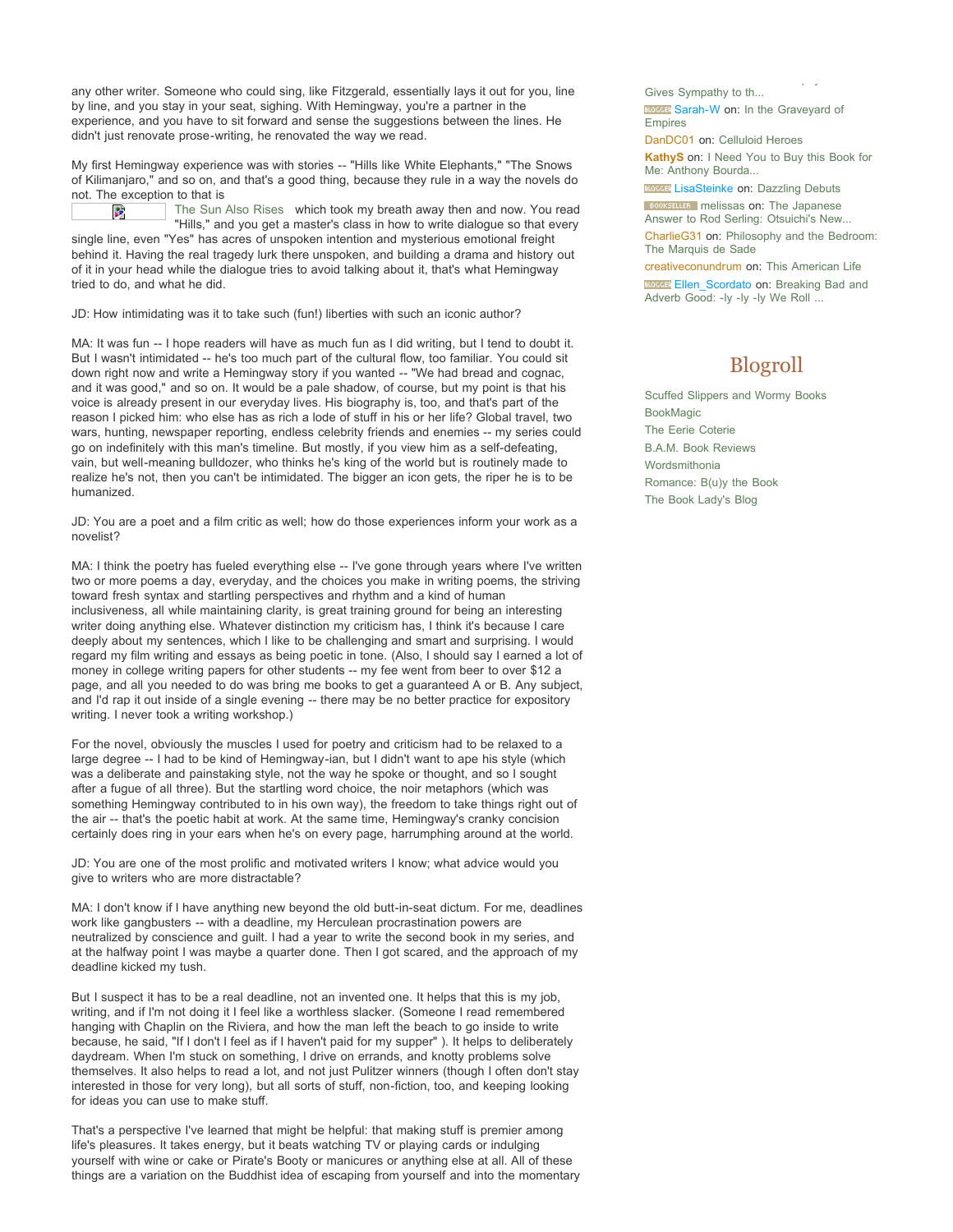any other writer. Someone who could sing, like Fitzgerald, essentially lays it out for you, line by line, and you stay in your seat, sighing. With Hemingway, you're a partner in the experience, and you have to sit forward and sense the suggestions between the lines. He didn't just renovate prose-writing, he renovated the way we read.

My first Hemingway experience was with stories -- "Hills like White Elephants," "The Snows of Kilimanjaro," and so on, and that's a good thing, because they rule in a way the novels do not. The exception to that is The Sun Also Rises which took my breath away then and now. You read "Hills," and you get a master's class in how to write dialogue so that every single line, even "Yes" has acres of unspoken intention and mysterious emotional freight behind it. Having the real tragedy lurk there unspoken, and building a drama and history out of it in your head while the dialogue tries to avoid talking about it, that's what Hemingway tried to do, and what he did.

JD: How intimidating was it to take such (fun!) liberties with such an iconic author?

MA: It was fun -- I hope readers will have as much fun as I did writing, but I tend to doubt it. But I wasn't intimidated -- he's too much part of the cultural flow, too familiar. You could sit down right now and write a Hemingway story if you wanted -- "We had bread and cognac, and it was good," and so on. It would be a pale shadow, of course, but my point is that his voice is already present in our everyday lives. His biography is, too, and that's part of the reason I picked him: who else has as rich a lode of stuff in his or her life? Global travel, two wars, hunting, newspaper reporting, endless celebrity friends and enemies -- my series could go on indefinitely with this man's timeline. But mostly, if you view him as a self-defeating, vain, but well-meaning bulldozer, who thinks he's king of the world but is routinely made to realize he's not, then you can't be intimidated. The bigger an icon gets, the riper he is to be humanized.

JD: You are a poet and a film critic as well; how do those experiences inform your work as a novelist?

MA: I think the poetry has fueled everything else -- I've gone through years where I've written two or more poems a day, everyday, and the choices you make in writing poems, the striving toward fresh syntax and startling perspectives and rhythm and a kind of human inclusiveness, all while maintaining clarity, is great training ground for being an interesting writer doing anything else. Whatever distinction my criticism has, I think it's because I care deeply about my sentences, which I like to be challenging and smart and surprising. I would regard my film writing and essays as being poetic in tone. (Also, I should say I earned a lot of money in college writing papers for other students -- my fee went from beer to over $12 a page, and all you needed to do was bring me books to get a guaranteed A or B. Any subject, and I'd rap it out inside of a single evening -- there may be no better practice for expository writing. I never took a writing workshop.)

For the novel, obviously the muscles I used for poetry and criticism had to be relaxed to a large degree -- I had to be kind of Hemingway-ian, but I didn't want to ape his style (which was a deliberate and painstaking style, not the way he spoke or thought, and so I sought after a fugue of all three). But the startling word choice, the noir metaphors (which was something Hemingway contributed to in his own way), the freedom to take things right out of the air -- that's the poetic habit at work. At the same time, Hemingway's cranky concision certainly does ring in your ears when he's on every page, harrumphing around at the world.

JD: You are one of the most prolific and motivated writers I know; what advice would you give to writers who are more distractable?

MA: I don't know if I have anything new beyond the old butt-in-seat dictum. For me, deadlines work like gangbusters -- with a deadline, my Herculean procrastination powers are neutralized by conscience and guilt. I had a year to write the second book in my series, and at the halfway point I was maybe a quarter done. Then I got scared, and the approach of my deadline kicked my tush.

But I suspect it has to be a real deadline, not an invented one. It helps that this is my job, writing, and if I'm not doing it I feel like a worthless slacker. (Someone I read remembered hanging with Chaplin on the Riviera, and how the man left the beach to go inside to write because, he said, "If I don't I feel as if I haven't paid for my supper" ). It helps to deliberately daydream. When I'm stuck on something, I drive on errands, and knotty problems solve themselves. It also helps to read a lot, and not just Pulitzer winners (though I often don't stay interested in those for very long), but all sorts of stuff, non-fiction, too, and keeping looking for ideas you can use to make stuff.

That's a perspective I've learned that might be helpful: that making stuff is premier among life's pleasures. It takes energy, but it beats watching TV or playing cards or indulging yourself with wine or cake or Pirate's Booty or manicures or anything else at all. All of these things are a variation on the Buddhist idea of escaping from yourself and into the momentary

Gives Sympathy to th...

Sarah-W on: In the Graveyard of Empires

DanDC01 on: Celluloid Heroes

KathyS on: I Need You to Buy this Book for Me: Anthony Bourda...

LisaSteinke on: Dazzling Debuts

melissas on: The Japanese Answer to Rod Serling: Otsuichi's New...

CharlieG31 on: Philosophy and the Bedroom: The Marquis de Sade

creativeconundrum on: This American Life

Ellen_Scordato on: Breaking Bad and Adverb Good: -ly -ly -ly We Roll ...

## Blogroll

- Scuffed Slippers and Wormy Books
- BookMagic
- The Eerie Coterie
- B.A.M. Book Reviews
- Wordsmithonia
- Romance: B(u)y the Book
- The Book Lady's Blog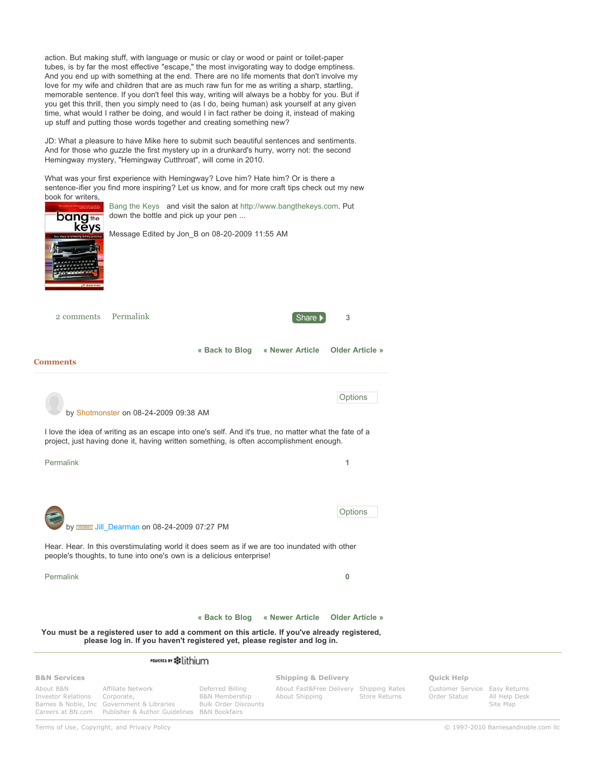action. But making stuff, with language or music or clay or wood or paint or toilet-paper tubes, is by far the most effective "escape," the most invigorating way to dodge emptiness. And you end up with something at the end. There are no life moments that don't involve my love for my wife and children that are as much raw fun for me as writing a sharp, startling, memorable sentence. If you don't feel this way, writing will always be a hobby for you. But if you get this thrill, then you simply need to (as I do, being human) ask yourself at any given time, what would I rather be doing, and would I in fact rather be doing it, instead of making up stuff and putting those words together and creating something new?

JD: What a pleasure to have Mike here to submit such beautiful sentences and sentiments. And for those who guzzle the first mystery up in a drunkard's hurry, worry not: the second Hemingway mystery, "Hemingway Cutthroat", will come in 2010.

What was your first experience with Hemingway? Love him? Hate him? Or is there a sentence-ifier you find more inspiring? Let us know, and for more craft tips check out my new book for writers,

Bang the Keys and visit the salon at http://www.bangthekeys.com. Put down the bottle and pick up your pen ...

Message Edited by Jon_B on 08-20-2009 11:55 AM

2 comments Permalink Share 3

« Back to Blog « Newer Article Older Article »

## Comments

Options

by Shotmonster on 08-24-2009 09:38 AM

I love the idea of writing as an escape into one's self. And it's true, no matter what the fate of a project, just having done it, having written something, is often accomplishment enough.

Permalink 1

Options

by Jill_Dearman on 08-24-2009 07:27 PM

Hear. Hear. In this overstimulating world it does seem as if we are too inundated with other people's thoughts, to tune into one's own is a delicious enterprise!

Permalink 0

« Back to Blog « Newer Article Older Article »

**You must be a registered user to add a comment on this article. If you've already registered, please log in. If you haven't registered yet, please register and log in.**

POWERED BY lithium

**B&N Services**

About B&N
Investor Relations
Barnes & Noble, Inc
Careers at BN.com
Affiliate Network
Corporate,
Government & Libraries
Publisher & Author Guidelines
Deferred Billing
B&N Membership
Bulk Order Discounts
B&N Bookfairs

**Shipping & Delivery**

About Fast&Free Delivery
About Shipping
Shipping Rates
Store Returns

**Quick Help**

Customer Service
Order Status
Easy Returns
All Help Desk
Site Map

Terms of Use, Copyright, and Privacy Policy

© 1997-2010 Barnesandnoble.com llc